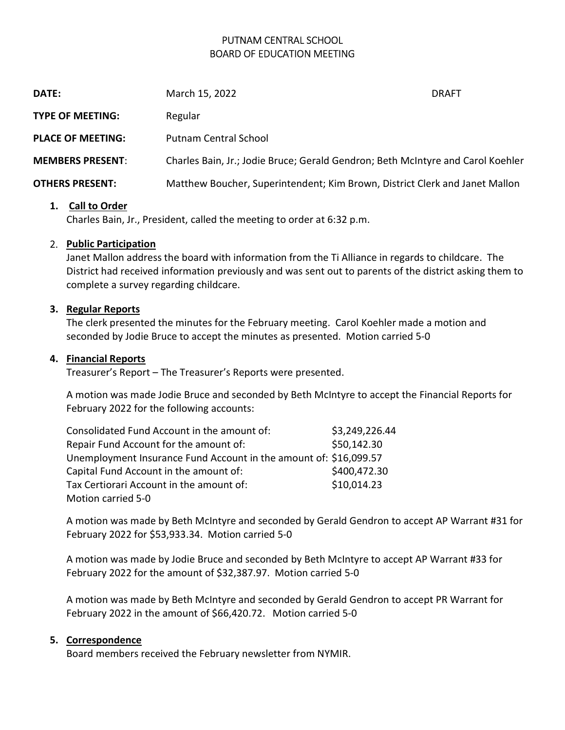# PUTNAM CENTRAL SCHOOL
## BOARD OF EDUCATION MEETING

**DATE:** March 15, 2022 DRAFT

**TYPE OF MEETING:** Regular

**PLACE OF MEETING:** Putnam Central School

**MEMBERS PRESENT:** Charles Bain, Jr.; Jodie Bruce; Gerald Gendron; Beth McIntyre and Carol Koehler

**OTHERS PRESENT:** Matthew Boucher, Superintendent; Kim Brown, District Clerk and Janet Mallon

1. **Call to Order**
   Charles Bain, Jr., President, called the meeting to order at 6:32 p.m.

2. **Public Participation**
   Janet Mallon address the board with information from the Ti Alliance in regards to childcare. The District had received information previously and was sent out to parents of the district asking them to complete a survey regarding childcare.

3. **Regular Reports**
   The clerk presented the minutes for the February meeting. Carol Koehler made a motion and seconded by Jodie Bruce to accept the minutes as presented. Motion carried 5-0

4. **Financial Reports**
   Treasurer's Report – The Treasurer's Reports were presented.

   A motion was made Jodie Bruce and seconded by Beth McIntyre to accept the Financial Reports for February 2022 for the following accounts:

   Consolidated Fund Account in the amount of: $3,249,226.44
   Repair Fund Account for the amount of: $50,142.30
   Unemployment Insurance Fund Account in the amount of: $16,099.57
   Capital Fund Account in the amount of: $400,472.30
   Tax Certiorari Account in the amount of: $10,014.23
   Motion carried 5-0

   A motion was made by Beth McIntyre and seconded by Gerald Gendron to accept AP Warrant #31 for February 2022 for $53,933.34. Motion carried 5-0

   A motion was made by Jodie Bruce and seconded by Beth McIntyre to accept AP Warrant #33 for February 2022 for the amount of $32,387.97. Motion carried 5-0

   A motion was made by Beth McIntyre and seconded by Gerald Gendron to accept PR Warrant for February 2022 in the amount of $66,420.72. Motion carried 5-0

5. **Correspondence**
   Board members received the February newsletter from NYMIR.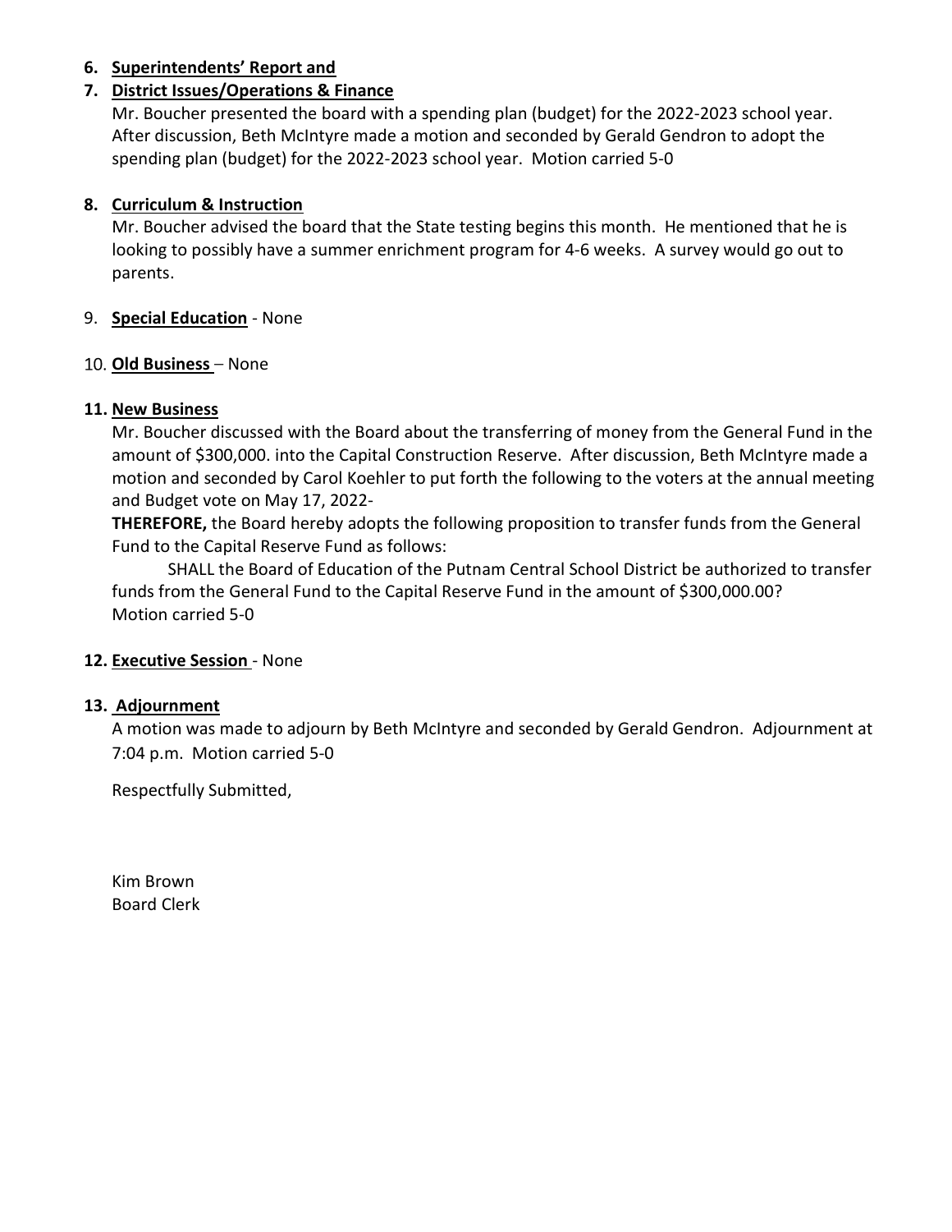6. **Superintendents' Report and**
7. **District Issues/Operations & Finance**

   Mr. Boucher presented the board with a spending plan (budget) for the 2022-2023 school year. After discussion, Beth McIntyre made a motion and seconded by Gerald Gendron to adopt the spending plan (budget) for the 2022-2023 school year. Motion carried 5-0

8. **Curriculum & Instruction**

   Mr. Boucher advised the board that the State testing begins this month. He mentioned that he is looking to possibly have a summer enrichment program for 4-6 weeks. A survey would go out to parents.

9. **Special Education** - None

10. **Old Business** – None

11. **New Business**

    Mr. Boucher discussed with the Board about the transferring of money from the General Fund in the amount of $300,000. into the Capital Construction Reserve. After discussion, Beth McIntyre made a motion and seconded by Carol Koehler to put forth the following to the voters at the annual meeting and Budget vote on May 17, 2022-

    **THEREFORE,** the Board hereby adopts the following proposition to transfer funds from the General Fund to the Capital Reserve Fund as follows:

    SHALL the Board of Education of the Putnam Central School District be authorized to transfer funds from the General Fund to the Capital Reserve Fund in the amount of $300,000.00?
    Motion carried 5-0

12. **Executive Session** - None

13. **Adjournment**

    A motion was made to adjourn by Beth McIntyre and seconded by Gerald Gendron. Adjournment at 7:04 p.m. Motion carried 5-0

    Respectfully Submitted,

    Kim Brown
    Board Clerk